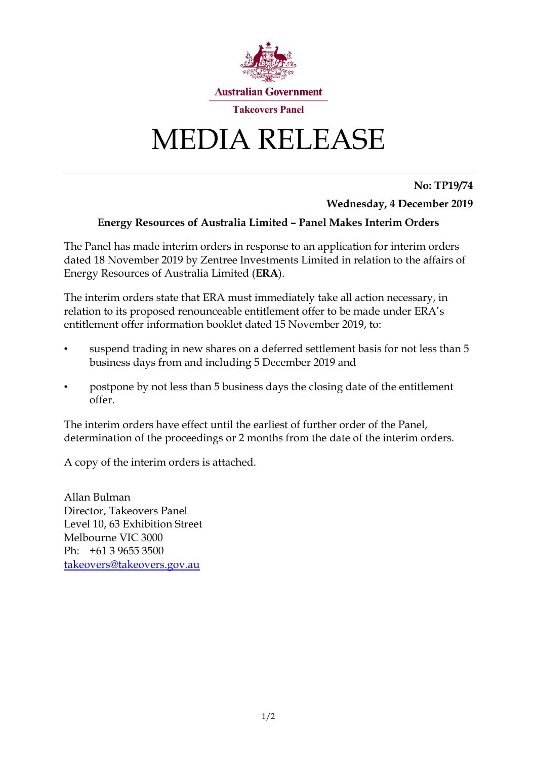Australian Government

Takeovers Panel

# MEDIA RELEASE

**No: TP19/74**

**Wednesday, 4 December 2019**

**Energy Resources of Australia Limited – Panel Makes Interim Orders**

The Panel has made interim orders in response to an application for interim orders dated 18 November 2019 by Zentree Investments Limited in relation to the affairs of Energy Resources of Australia Limited (**ERA**).

The interim orders state that ERA must immediately take all action necessary, in relation to its proposed renounceable entitlement offer to be made under ERA's entitlement offer information booklet dated 15 November 2019, to:

- suspend trading in new shares on a deferred settlement basis for not less than 5 business days from and including 5 December 2019 and
- postpone by not less than 5 business days the closing date of the entitlement offer.

The interim orders have effect until the earliest of further order of the Panel, determination of the proceedings or 2 months from the date of the interim orders.

A copy of the interim orders is attached.

Allan Bulman  
Director, Takeovers Panel  
Level 10, 63 Exhibition Street  
Melbourne VIC 3000  
Ph: +61 3 9655 3500  
takeovers@takeovers.gov.au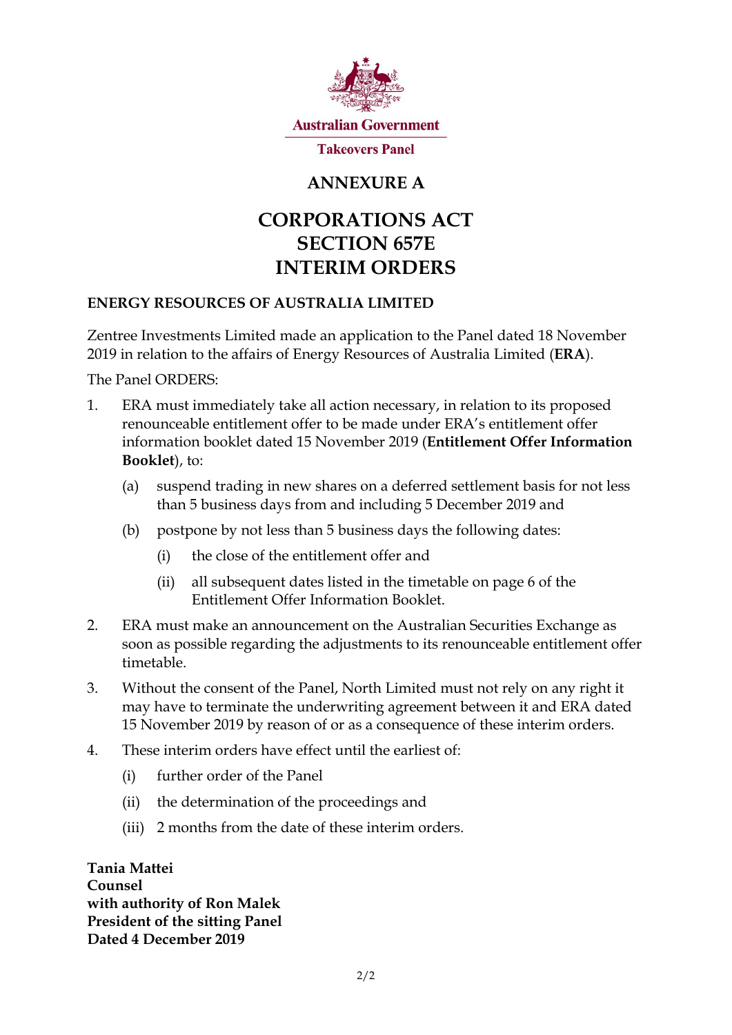Australian Government

Takeovers Panel

# ANNEXURE A

# CORPORATIONS ACT
# SECTION 657E
# INTERIM ORDERS

**ENERGY RESOURCES OF AUSTRALIA LIMITED**

Zentree Investments Limited made an application to the Panel dated 18 November 2019 in relation to the affairs of Energy Resources of Australia Limited (**ERA**).

The Panel ORDERS:

1. ERA must immediately take all action necessary, in relation to its proposed renounceable entitlement offer to be made under ERA's entitlement offer information booklet dated 15 November 2019 (**Entitlement Offer Information Booklet**), to:
   - (a) suspend trading in new shares on a deferred settlement basis for not less than 5 business days from and including 5 December 2019 and
   - (b) postpone by not less than 5 business days the following dates:
     - (i) the close of the entitlement offer and
     - (ii) all subsequent dates listed in the timetable on page 6 of the Entitlement Offer Information Booklet.
2. ERA must make an announcement on the Australian Securities Exchange as soon as possible regarding the adjustments to its renounceable entitlement offer timetable.
3. Without the consent of the Panel, North Limited must not rely on any right it may have to terminate the underwriting agreement between it and ERA dated 15 November 2019 by reason of or as a consequence of these interim orders.
4. These interim orders have effect until the earliest of:
   - (i) further order of the Panel
   - (ii) the determination of the proceedings and
   - (iii) 2 months from the date of these interim orders.

**Tania Mattei**
**Counsel**
**with authority of Ron Malek**
**President of the sitting Panel**
**Dated 4 December 2019**